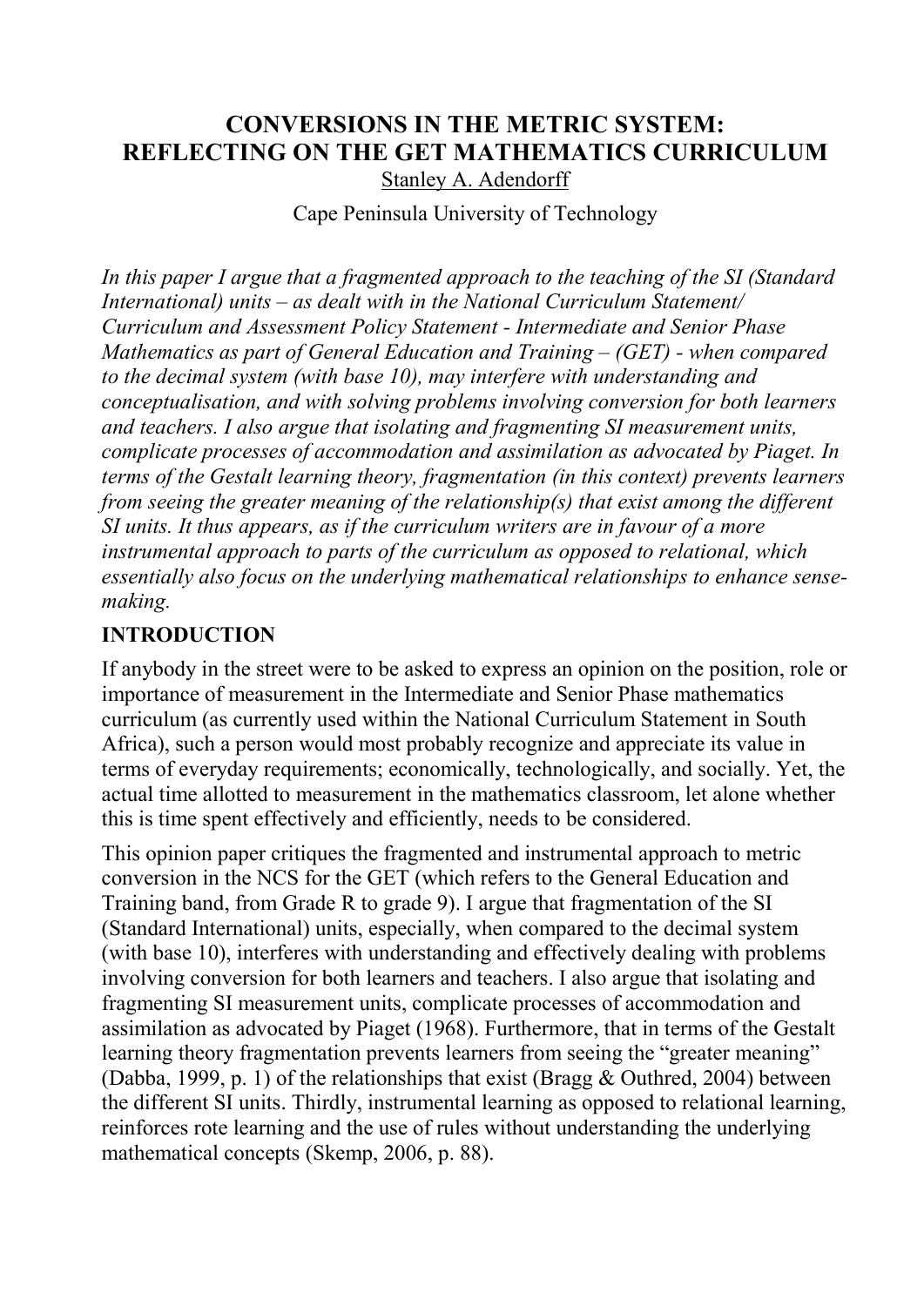# CONVERSIONS IN THE METRIC SYSTEM: REFLECTING ON THE GET MATHEMATICS CURRICULUM

Stanley A. Adendorff

Cape Peninsula University of Technology

*In this paper I argue that a fragmented approach to the teaching of the SI (Standard International) units – as dealt with in the National Curriculum Statement/ Curriculum and Assessment Policy Statement - Intermediate and Senior Phase Mathematics as part of General Education and Training – (GET) - when compared to the decimal system (with base 10), may interfere with understanding and conceptualisation, and with solving problems involving conversion for both learners and teachers. I also argue that isolating and fragmenting SI measurement units, complicate processes of accommodation and assimilation as advocated by Piaget. In terms of the Gestalt learning theory, fragmentation (in this context) prevents learners from seeing the greater meaning of the relationship(s) that exist among the different SI units. It thus appears, as if the curriculum writers are in favour of a more instrumental approach to parts of the curriculum as opposed to relational, which essentially also focus on the underlying mathematical relationships to enhance sense-making.*

## INTRODUCTION

If anybody in the street were to be asked to express an opinion on the position, role or importance of measurement in the Intermediate and Senior Phase mathematics curriculum (as currently used within the National Curriculum Statement in South Africa), such a person would most probably recognize and appreciate its value in terms of everyday requirements; economically, technologically, and socially. Yet, the actual time allotted to measurement in the mathematics classroom, let alone whether this is time spent effectively and efficiently, needs to be considered.

This opinion paper critiques the fragmented and instrumental approach to metric conversion in the NCS for the GET (which refers to the General Education and Training band, from Grade R to grade 9). I argue that fragmentation of the SI (Standard International) units, especially, when compared to the decimal system (with base 10), interferes with understanding and effectively dealing with problems involving conversion for both learners and teachers. I also argue that isolating and fragmenting SI measurement units, complicate processes of accommodation and assimilation as advocated by Piaget (1968). Furthermore, that in terms of the Gestalt learning theory fragmentation prevents learners from seeing the "greater meaning" (Dabba, 1999, p. 1) of the relationships that exist (Bragg & Outhred, 2004) between the different SI units. Thirdly, instrumental learning as opposed to relational learning, reinforces rote learning and the use of rules without understanding the underlying mathematical concepts (Skemp, 2006, p. 88).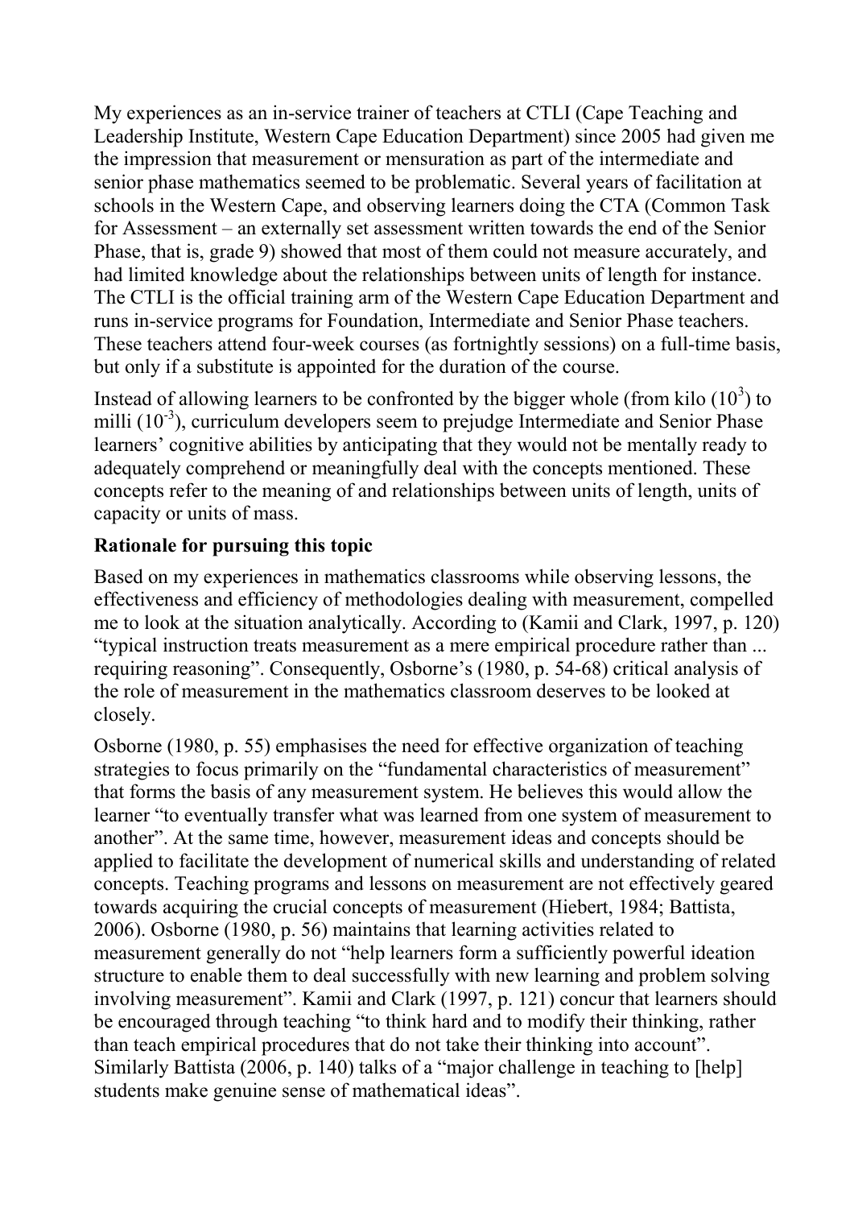My experiences as an in-service trainer of teachers at CTLI (Cape Teaching and Leadership Institute, Western Cape Education Department) since 2005 had given me the impression that measurement or mensuration as part of the intermediate and senior phase mathematics seemed to be problematic. Several years of facilitation at schools in the Western Cape, and observing learners doing the CTA (Common Task for Assessment – an externally set assessment written towards the end of the Senior Phase, that is, grade 9) showed that most of them could not measure accurately, and had limited knowledge about the relationships between units of length for instance. The CTLI is the official training arm of the Western Cape Education Department and runs in-service programs for Foundation, Intermediate and Senior Phase teachers. These teachers attend four-week courses (as fortnightly sessions) on a full-time basis, but only if a substitute is appointed for the duration of the course.

Instead of allowing learners to be confronted by the bigger whole (from kilo ($10^3$) to milli ($10^{-3}$), curriculum developers seem to prejudge Intermediate and Senior Phase learners' cognitive abilities by anticipating that they would not be mentally ready to adequately comprehend or meaningfully deal with the concepts mentioned. These concepts refer to the meaning of and relationships between units of length, units of capacity or units of mass.

**Rationale for pursuing this topic**

Based on my experiences in mathematics classrooms while observing lessons, the effectiveness and efficiency of methodologies dealing with measurement, compelled me to look at the situation analytically. According to (Kamii and Clark, 1997, p. 120) "typical instruction treats measurement as a mere empirical procedure rather than ... requiring reasoning". Consequently, Osborne's (1980, p. 54-68) critical analysis of the role of measurement in the mathematics classroom deserves to be looked at closely.

Osborne (1980, p. 55) emphasises the need for effective organization of teaching strategies to focus primarily on the "fundamental characteristics of measurement" that forms the basis of any measurement system. He believes this would allow the learner "to eventually transfer what was learned from one system of measurement to another". At the same time, however, measurement ideas and concepts should be applied to facilitate the development of numerical skills and understanding of related concepts. Teaching programs and lessons on measurement are not effectively geared towards acquiring the crucial concepts of measurement (Hiebert, 1984; Battista, 2006). Osborne (1980, p. 56) maintains that learning activities related to measurement generally do not "help learners form a sufficiently powerful ideation structure to enable them to deal successfully with new learning and problem solving involving measurement". Kamii and Clark (1997, p. 121) concur that learners should be encouraged through teaching "to think hard and to modify their thinking, rather than teach empirical procedures that do not take their thinking into account". Similarly Battista (2006, p. 140) talks of a "major challenge in teaching to [help] students make genuine sense of mathematical ideas".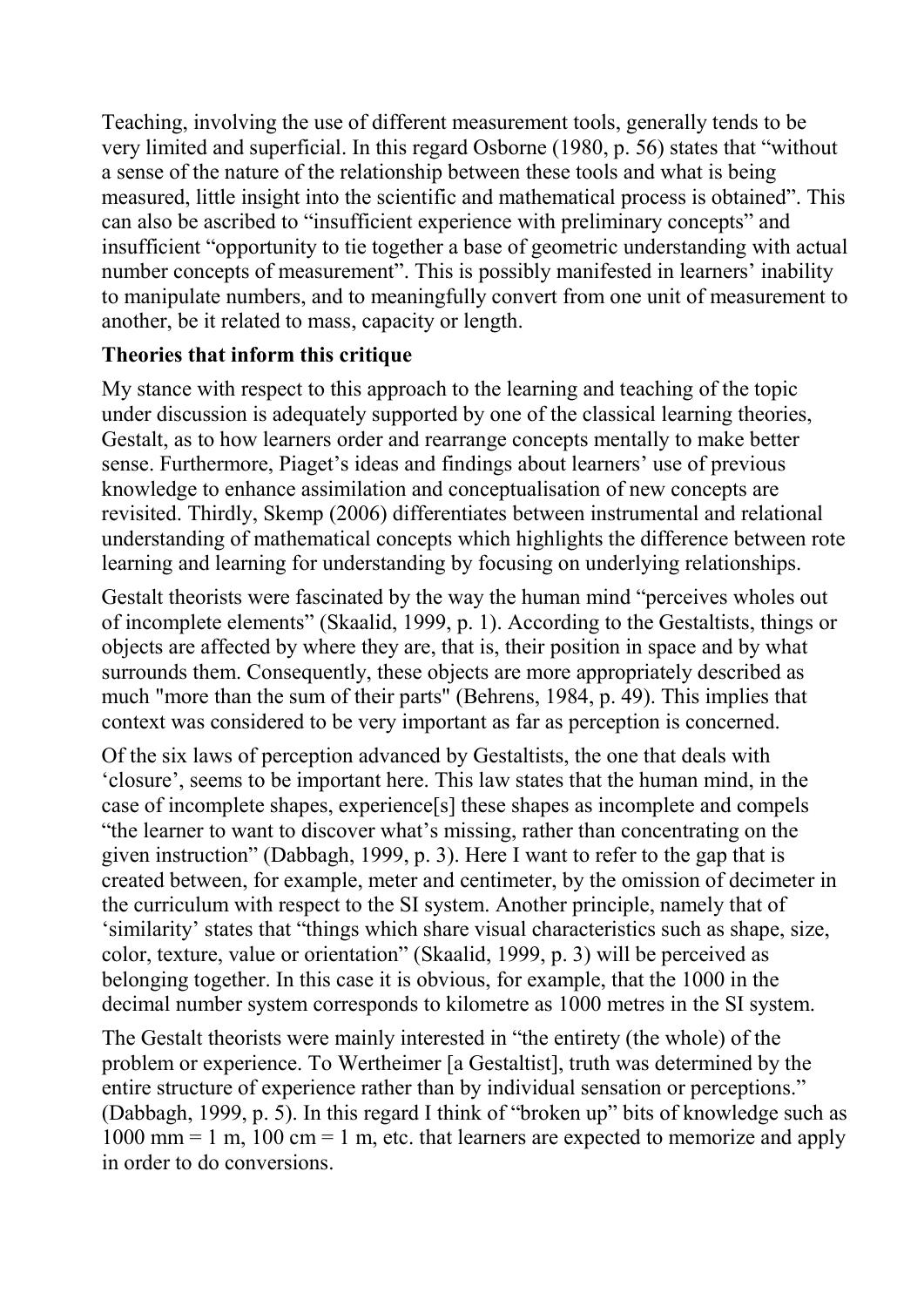Teaching, involving the use of different measurement tools, generally tends to be very limited and superficial. In this regard Osborne (1980, p. 56) states that "without a sense of the nature of the relationship between these tools and what is being measured, little insight into the scientific and mathematical process is obtained". This can also be ascribed to "insufficient experience with preliminary concepts" and insufficient "opportunity to tie together a base of geometric understanding with actual number concepts of measurement". This is possibly manifested in learners' inability to manipulate numbers, and to meaningfully convert from one unit of measurement to another, be it related to mass, capacity or length.

**Theories that inform this critique**

My stance with respect to this approach to the learning and teaching of the topic under discussion is adequately supported by one of the classical learning theories, Gestalt, as to how learners order and rearrange concepts mentally to make better sense. Furthermore, Piaget's ideas and findings about learners' use of previous knowledge to enhance assimilation and conceptualisation of new concepts are revisited. Thirdly, Skemp (2006) differentiates between instrumental and relational understanding of mathematical concepts which highlights the difference between rote learning and learning for understanding by focusing on underlying relationships.

Gestalt theorists were fascinated by the way the human mind "perceives wholes out of incomplete elements" (Skaalid, 1999, p. 1). According to the Gestaltists, things or objects are affected by where they are, that is, their position in space and by what surrounds them. Consequently, these objects are more appropriately described as much "more than the sum of their parts" (Behrens, 1984, p. 49). This implies that context was considered to be very important as far as perception is concerned.

Of the six laws of perception advanced by Gestaltists, the one that deals with 'closure', seems to be important here. This law states that the human mind, in the case of incomplete shapes, experience[s] these shapes as incomplete and compels "the learner to want to discover what's missing, rather than concentrating on the given instruction" (Dabbagh, 1999, p. 3). Here I want to refer to the gap that is created between, for example, meter and centimeter, by the omission of decimeter in the curriculum with respect to the SI system. Another principle, namely that of 'similarity' states that "things which share visual characteristics such as shape, size, color, texture, value or orientation" (Skaalid, 1999, p. 3) will be perceived as belonging together. In this case it is obvious, for example, that the 1000 in the decimal number system corresponds to kilometre as 1000 metres in the SI system.

The Gestalt theorists were mainly interested in "the entirety (the whole) of the problem or experience. To Wertheimer [a Gestaltist], truth was determined by the entire structure of experience rather than by individual sensation or perceptions." (Dabbagh, 1999, p. 5). In this regard I think of "broken up" bits of knowledge such as 1000 mm = 1 m, 100 cm = 1 m, etc. that learners are expected to memorize and apply in order to do conversions.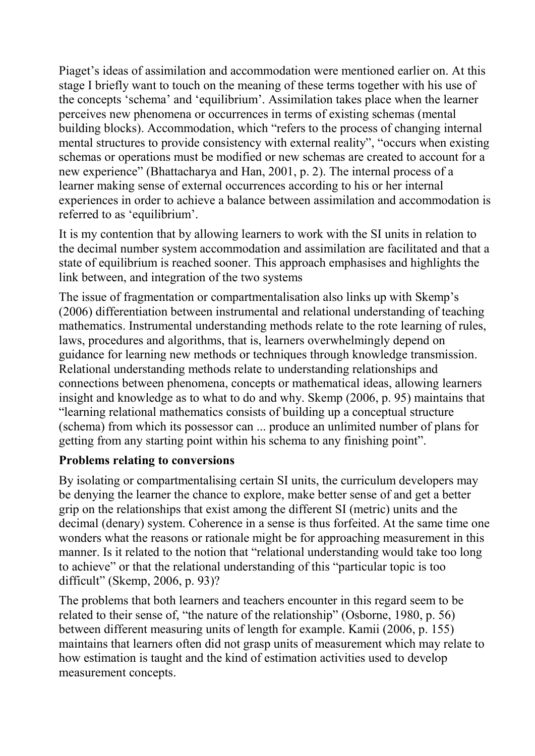Piaget's ideas of assimilation and accommodation were mentioned earlier on. At this stage I briefly want to touch on the meaning of these terms together with his use of the concepts 'schema' and 'equilibrium'. Assimilation takes place when the learner perceives new phenomena or occurrences in terms of existing schemas (mental building blocks). Accommodation, which "refers to the process of changing internal mental structures to provide consistency with external reality", "occurs when existing schemas or operations must be modified or new schemas are created to account for a new experience" (Bhattacharya and Han, 2001, p. 2). The internal process of a learner making sense of external occurrences according to his or her internal experiences in order to achieve a balance between assimilation and accommodation is referred to as 'equilibrium'.

It is my contention that by allowing learners to work with the SI units in relation to the decimal number system accommodation and assimilation are facilitated and that a state of equilibrium is reached sooner. This approach emphasises and highlights the link between, and integration of the two systems

The issue of fragmentation or compartmentalisation also links up with Skemp's (2006) differentiation between instrumental and relational understanding of teaching mathematics. Instrumental understanding methods relate to the rote learning of rules, laws, procedures and algorithms, that is, learners overwhelmingly depend on guidance for learning new methods or techniques through knowledge transmission. Relational understanding methods relate to understanding relationships and connections between phenomena, concepts or mathematical ideas, allowing learners insight and knowledge as to what to do and why. Skemp (2006, p. 95) maintains that "learning relational mathematics consists of building up a conceptual structure (schema) from which its possessor can ... produce an unlimited number of plans for getting from any starting point within his schema to any finishing point".

**Problems relating to conversions**

By isolating or compartmentalising certain SI units, the curriculum developers may be denying the learner the chance to explore, make better sense of and get a better grip on the relationships that exist among the different SI (metric) units and the decimal (denary) system. Coherence in a sense is thus forfeited. At the same time one wonders what the reasons or rationale might be for approaching measurement in this manner. Is it related to the notion that "relational understanding would take too long to achieve" or that the relational understanding of this "particular topic is too difficult" (Skemp, 2006, p. 93)?

The problems that both learners and teachers encounter in this regard seem to be related to their sense of, "the nature of the relationship" (Osborne, 1980, p. 56) between different measuring units of length for example. Kamii (2006, p. 155) maintains that learners often did not grasp units of measurement which may relate to how estimation is taught and the kind of estimation activities used to develop measurement concepts.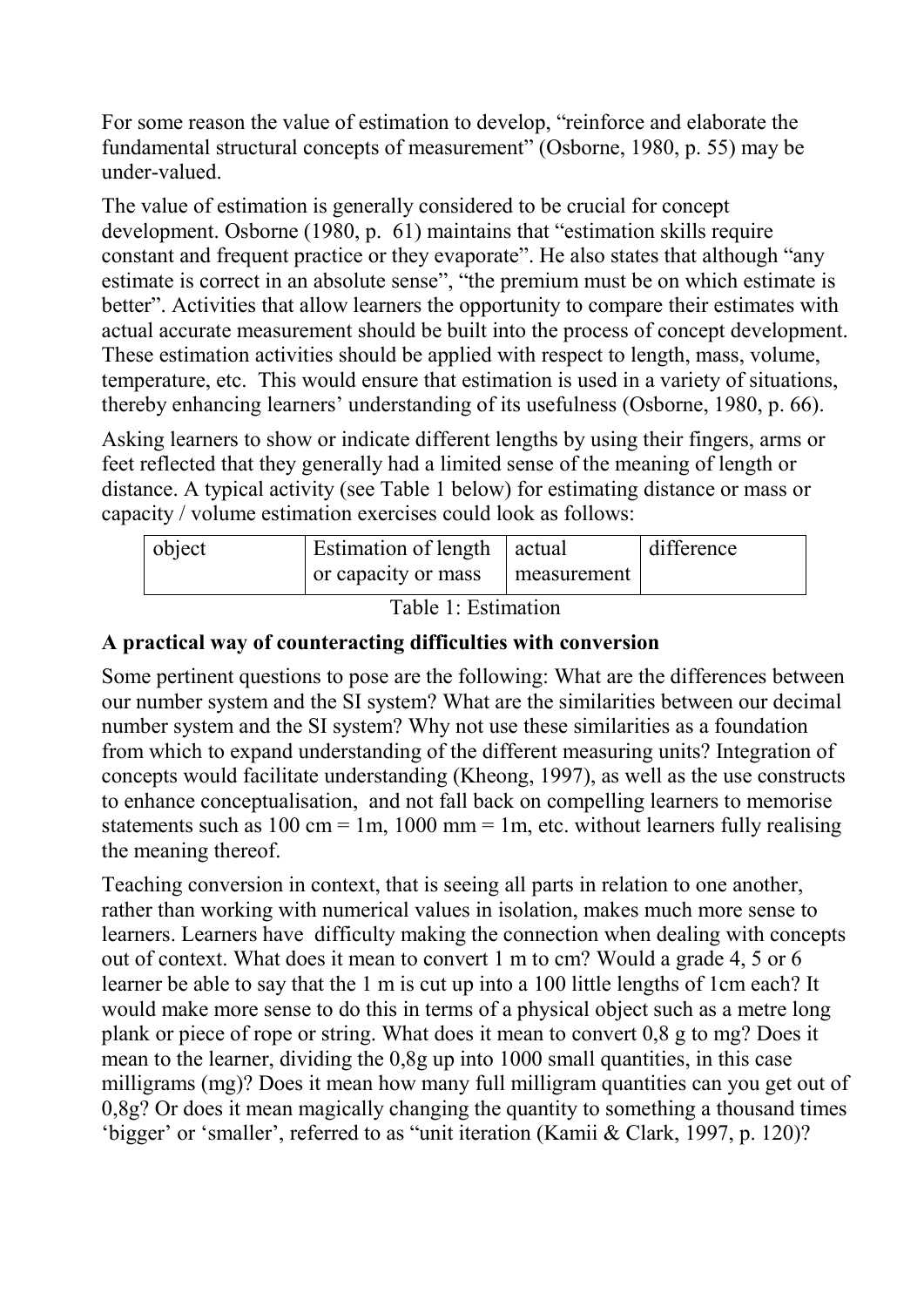For some reason the value of estimation to develop, "reinforce and elaborate the fundamental structural concepts of measurement" (Osborne, 1980, p. 55) may be under-valued.

The value of estimation is generally considered to be crucial for concept development. Osborne (1980, p. 61) maintains that "estimation skills require constant and frequent practice or they evaporate". He also states that although "any estimate is correct in an absolute sense", "the premium must be on which estimate is better". Activities that allow learners the opportunity to compare their estimates with actual accurate measurement should be built into the process of concept development. These estimation activities should be applied with respect to length, mass, volume, temperature, etc. This would ensure that estimation is used in a variety of situations, thereby enhancing learners' understanding of its usefulness (Osborne, 1980, p. 66).

Asking learners to show or indicate different lengths by using their fingers, arms or feet reflected that they generally had a limited sense of the meaning of length or distance. A typical activity (see Table 1 below) for estimating distance or mass or capacity / volume estimation exercises could look as follows:

| object | Estimation of length or capacity or mass | actual measurement | difference |
|---|---|---|---|

Table 1: Estimation

**A practical way of counteracting difficulties with conversion**

Some pertinent questions to pose are the following: What are the differences between our number system and the SI system? What are the similarities between our decimal number system and the SI system? Why not use these similarities as a foundation from which to expand understanding of the different measuring units? Integration of concepts would facilitate understanding (Kheong, 1997), as well as the use constructs to enhance conceptualisation, and not fall back on compelling learners to memorise statements such as 100 cm = 1m, 1000 mm = 1m, etc. without learners fully realising the meaning thereof.

Teaching conversion in context, that is seeing all parts in relation to one another, rather than working with numerical values in isolation, makes much more sense to learners. Learners have difficulty making the connection when dealing with concepts out of context. What does it mean to convert 1 m to cm? Would a grade 4, 5 or 6 learner be able to say that the 1 m is cut up into a 100 little lengths of 1cm each? It would make more sense to do this in terms of a physical object such as a metre long plank or piece of rope or string. What does it mean to convert 0,8 g to mg? Does it mean to the learner, dividing the 0,8g up into 1000 small quantities, in this case milligrams (mg)? Does it mean how many full milligram quantities can you get out of 0,8g? Or does it mean magically changing the quantity to something a thousand times 'bigger' or 'smaller', referred to as "unit iteration (Kamii & Clark, 1997, p. 120)?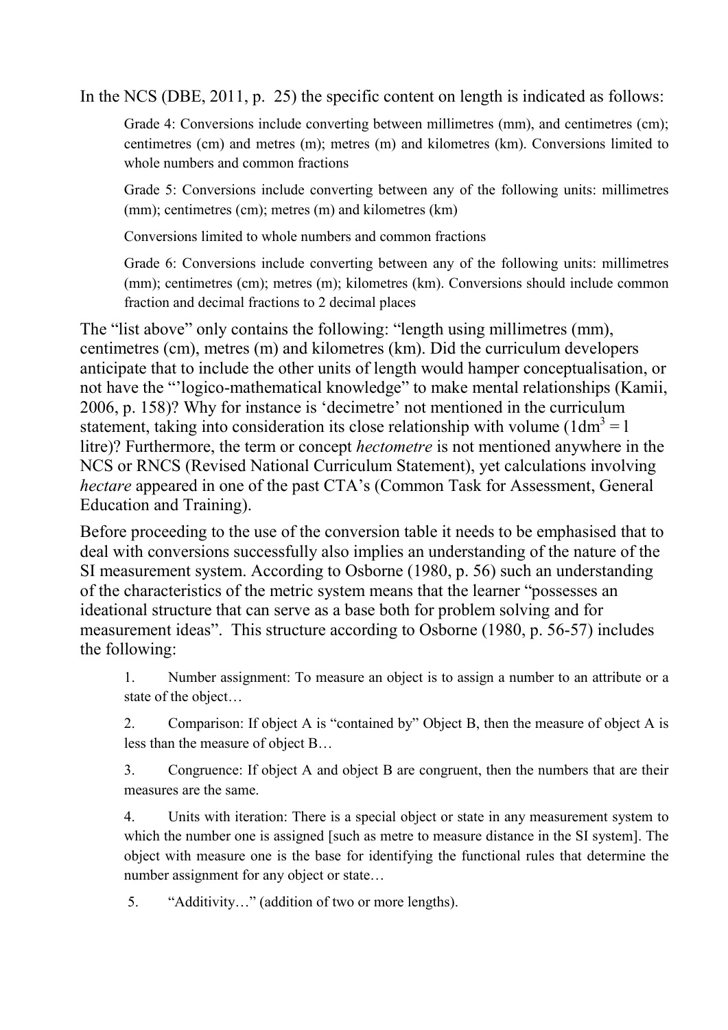In the NCS (DBE, 2011, p. 25) the specific content on length is indicated as follows:

> Grade 4: Conversions include converting between millimetres (mm), and centimetres (cm); centimetres (cm) and metres (m); metres (m) and kilometres (km). Conversions limited to whole numbers and common fractions
>
> Grade 5: Conversions include converting between any of the following units: millimetres (mm); centimetres (cm); metres (m) and kilometres (km)
>
> Conversions limited to whole numbers and common fractions
>
> Grade 6: Conversions include converting between any of the following units: millimetres (mm); centimetres (cm); metres (m); kilometres (km). Conversions should include common fraction and decimal fractions to 2 decimal places

The "list above" only contains the following: "length using millimetres (mm), centimetres (cm), metres (m) and kilometres (km). Did the curriculum developers anticipate that to include the other units of length would hamper conceptualisation, or not have the "'logico-mathematical knowledge" to make mental relationships (Kamii, 2006, p. 158)? Why for instance is 'decimetre' not mentioned in the curriculum statement, taking into consideration its close relationship with volume ($1\text{dm}^3 = 1$ litre)? Furthermore, the term or concept *hectometre* is not mentioned anywhere in the NCS or RNCS (Revised National Curriculum Statement), yet calculations involving *hectare* appeared in one of the past CTA's (Common Task for Assessment, General Education and Training).

Before proceeding to the use of the conversion table it needs to be emphasised that to deal with conversions successfully also implies an understanding of the nature of the SI measurement system. According to Osborne (1980, p. 56) such an understanding of the characteristics of the metric system means that the learner "possesses an ideational structure that can serve as a base both for problem solving and for measurement ideas". This structure according to Osborne (1980, p. 56-57) includes the following:

> 1. Number assignment: To measure an object is to assign a number to an attribute or a state of the object…
>
> 2. Comparison: If object A is "contained by" Object B, then the measure of object A is less than the measure of object B…
>
> 3. Congruence: If object A and object B are congruent, then the numbers that are their measures are the same.
>
> 4. Units with iteration: There is a special object or state in any measurement system to which the number one is assigned [such as metre to measure distance in the SI system]. The object with measure one is the base for identifying the functional rules that determine the number assignment for any object or state…
>
> 5. "Additivity…" (addition of two or more lengths).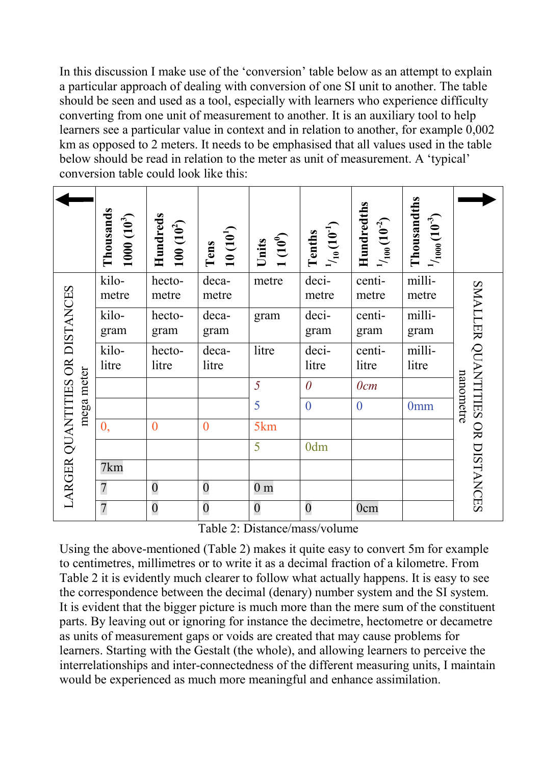In this discussion I make use of the 'conversion' table below as an attempt to explain a particular approach of dealing with conversion of one SI unit to another. The table should be seen and used as a tool, especially with learners who experience difficulty converting from one unit of measurement to another. It is an auxiliary tool to help learners see a particular value in context and in relation to another, for example 0,002 km as opposed to 2 meters. It needs to be emphasised that all values used in the table below should be read in relation to the meter as unit of measurement. A 'typical' conversion table could look like this:

| ← LARGER QUANTITIES OR DISTANCES / mega meter | **Thousands** 1000 ($10^3$) | **Hundreds** 100 ($10^2$) | **Tens** 10 ($10^1$) | **Units** 1 ($10^0$) | **Tenths** $^1/_{10}$ ($10^{-1}$) | **Hundredths** $^1/_{100}$ ($10^{-2}$) | **Thousandths** $^1/_{1000}$ ($10^{-3}$) | → SMALLER QUANTITIES OR DISTANCES / nanometre |
|---|---|---|---|---|---|---|---|---|
| | kilo-metre | hecto-metre | deca-metre | metre | deci-metre | centi-metre | milli-metre | |
| | kilo-gram | hecto-gram | deca-gram | gram | deci-gram | centi-gram | milli-gram | |
| | kilo-litre | hecto-litre | deca-litre | litre | deci-litre | centi-litre | milli-litre | |
| | | | | *5* | *0* | *0cm* | | |
| | | | | 5 | 0 | 0 | 0mm | |
| | 0, | 0 | 0 | 5km | | | | |
| | | | | 5 | 0dm | | | |
| | 7km | | | | | | | |
| | 7 | 0 | 0 | 0 m | | | | |
| | 7 | 0 | 0 | 0 | 0 | 0cm | | |

Table 2: Distance/mass/volume

Using the above-mentioned (Table 2) makes it quite easy to convert 5m for example to centimetres, millimetres or to write it as a decimal fraction of a kilometre. From Table 2 it is evidently much clearer to follow what actually happens. It is easy to see the correspondence between the decimal (denary) number system and the SI system. It is evident that the bigger picture is much more than the mere sum of the constituent parts. By leaving out or ignoring for instance the decimetre, hectometre or decametre as units of measurement gaps or voids are created that may cause problems for learners. Starting with the Gestalt (the whole), and allowing learners to perceive the interrelationships and inter-connectedness of the different measuring units, I maintain would be experienced as much more meaningful and enhance assimilation.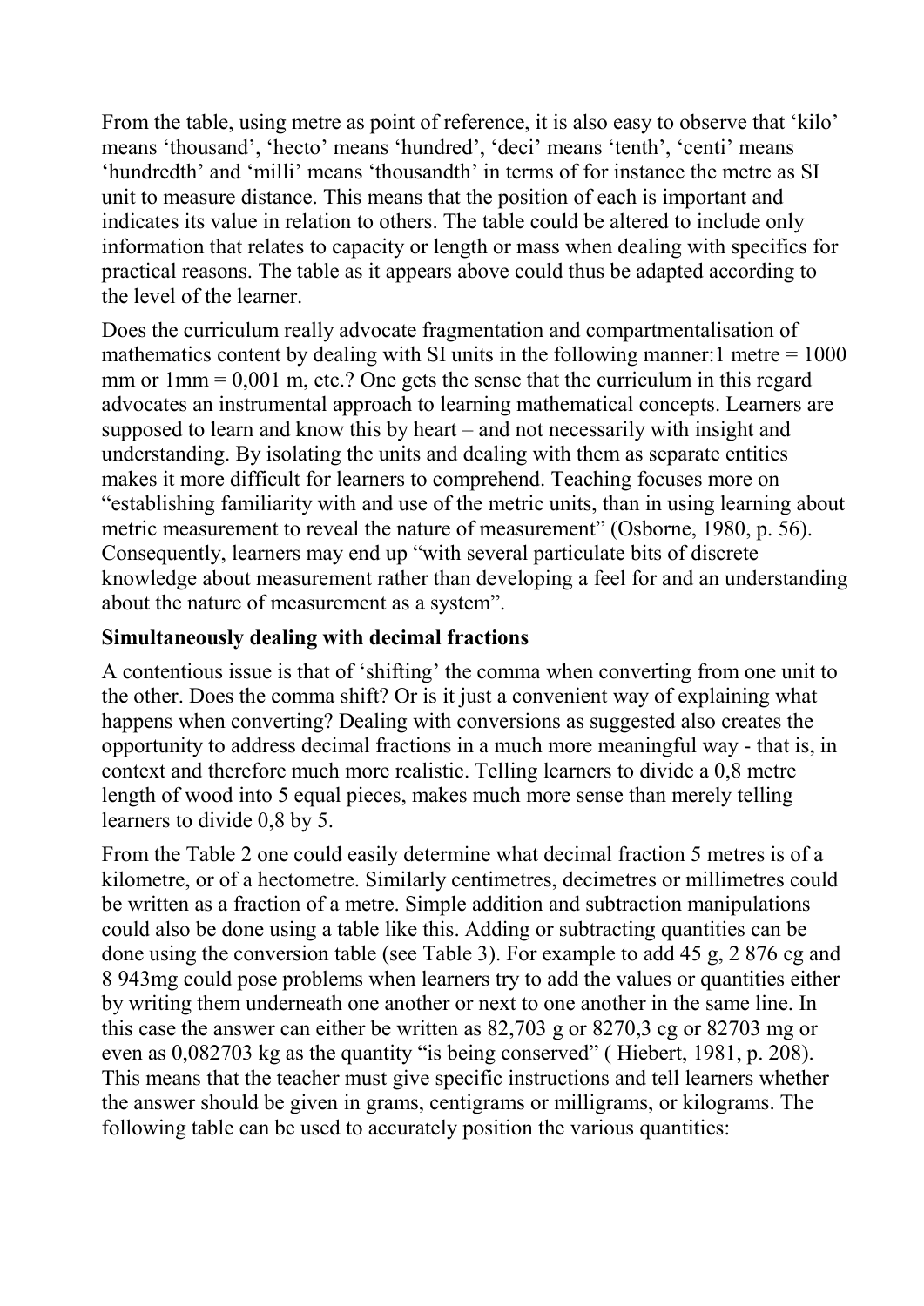From the table, using metre as point of reference, it is also easy to observe that 'kilo' means 'thousand', 'hecto' means 'hundred', 'deci' means 'tenth', 'centi' means 'hundredth' and 'milli' means 'thousandth' in terms of for instance the metre as SI unit to measure distance. This means that the position of each is important and indicates its value in relation to others. The table could be altered to include only information that relates to capacity or length or mass when dealing with specifics for practical reasons. The table as it appears above could thus be adapted according to the level of the learner.

Does the curriculum really advocate fragmentation and compartmentalisation of mathematics content by dealing with SI units in the following manner:1 metre = 1000 mm or 1mm = 0,001 m, etc.? One gets the sense that the curriculum in this regard advocates an instrumental approach to learning mathematical concepts. Learners are supposed to learn and know this by heart – and not necessarily with insight and understanding. By isolating the units and dealing with them as separate entities makes it more difficult for learners to comprehend. Teaching focuses more on "establishing familiarity with and use of the metric units, than in using learning about metric measurement to reveal the nature of measurement" (Osborne, 1980, p. 56). Consequently, learners may end up "with several particulate bits of discrete knowledge about measurement rather than developing a feel for and an understanding about the nature of measurement as a system".

**Simultaneously dealing with decimal fractions**

A contentious issue is that of 'shifting' the comma when converting from one unit to the other. Does the comma shift? Or is it just a convenient way of explaining what happens when converting? Dealing with conversions as suggested also creates the opportunity to address decimal fractions in a much more meaningful way - that is, in context and therefore much more realistic. Telling learners to divide a 0,8 metre length of wood into 5 equal pieces, makes much more sense than merely telling learners to divide 0,8 by 5.

From the Table 2 one could easily determine what decimal fraction 5 metres is of a kilometre, or of a hectometre. Similarly centimetres, decimetres or millimetres could be written as a fraction of a metre. Simple addition and subtraction manipulations could also be done using a table like this. Adding or subtracting quantities can be done using the conversion table (see Table 3). For example to add 45 g, 2 876 cg and 8 943mg could pose problems when learners try to add the values or quantities either by writing them underneath one another or next to one another in the same line. In this case the answer can either be written as 82,703 g or 8270,3 cg or 82703 mg or even as 0,082703 kg as the quantity "is being conserved" ( Hiebert, 1981, p. 208). This means that the teacher must give specific instructions and tell learners whether the answer should be given in grams, centigrams or milligrams, or kilograms. The following table can be used to accurately position the various quantities: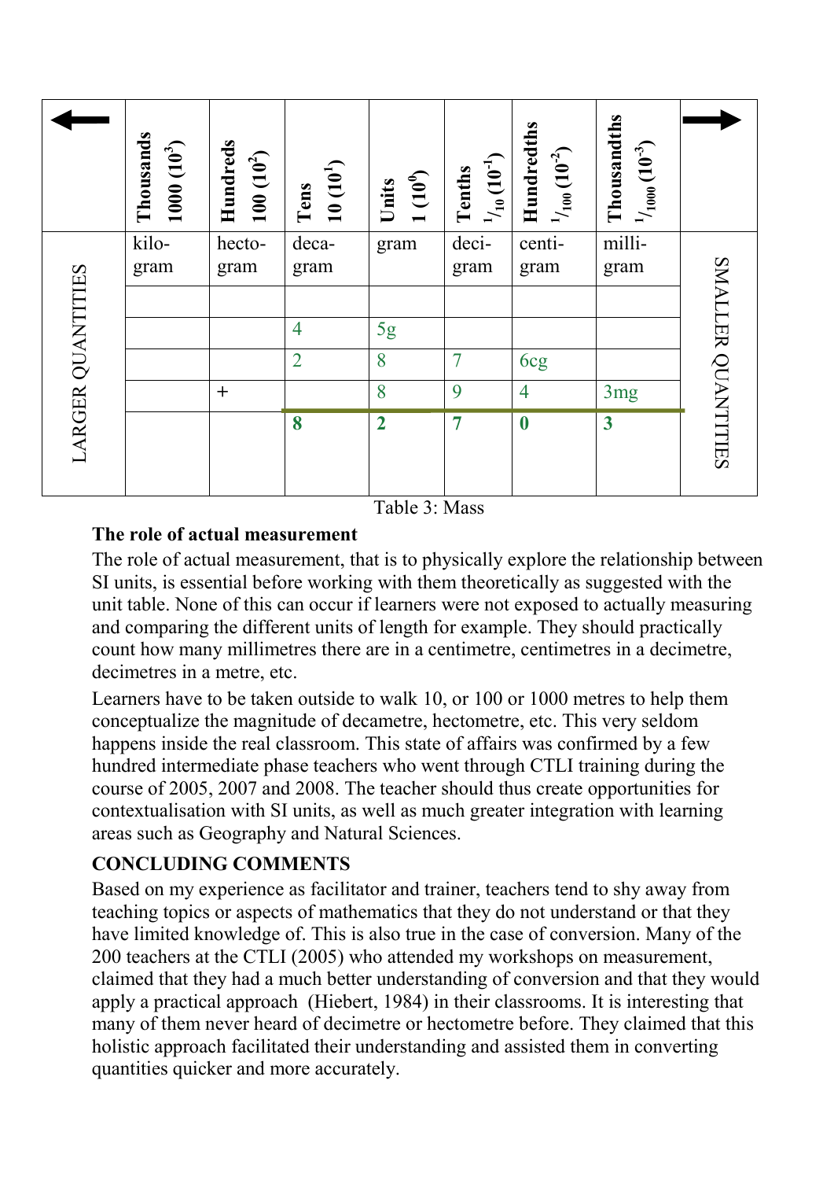| ← | Thousands 1000 ($10^3$) | Hundreds 100 ($10^2$) | Tens 10 ($10^1$) | Units 1 ($10^0$) | Tenths $^1/_{10}$ ($10^{-1}$) | Hundredths $^1/_{100}$ ($10^{-2}$) | Thousandths $^1/_{1000}$ ($10^{-3}$) | → |
|---|---|---|---|---|---|---|---|---|
| LARGER QUANTITIES | kilo-gram | hecto-gram | deca-gram | gram | deci-gram | centi-gram | milli-gram | SMALLER QUANTITIES |
| | | | | | | | | |
| | | | 4 | 5g | | | | |
| | | | 2 | 8 | 7 | 6cg | | |
| | | + | | 8 | 9 | 4 | 3mg | |
| | | | **8** | **2** | **7** | **0** | **3** | |

Table 3: Mass

**The role of actual measurement**

The role of actual measurement, that is to physically explore the relationship between SI units, is essential before working with them theoretically as suggested with the unit table. None of this can occur if learners were not exposed to actually measuring and comparing the different units of length for example. They should practically count how many millimetres there are in a centimetre, centimetres in a decimetre, decimetres in a metre, etc.

Learners have to be taken outside to walk 10, or 100 or 1000 metres to help them conceptualize the magnitude of decametre, hectometre, etc. This very seldom happens inside the real classroom. This state of affairs was confirmed by a few hundred intermediate phase teachers who went through CTLI training during the course of 2005, 2007 and 2008. The teacher should thus create opportunities for contextualisation with SI units, as well as much greater integration with learning areas such as Geography and Natural Sciences.

**CONCLUDING COMMENTS**

Based on my experience as facilitator and trainer, teachers tend to shy away from teaching topics or aspects of mathematics that they do not understand or that they have limited knowledge of. This is also true in the case of conversion. Many of the 200 teachers at the CTLI (2005) who attended my workshops on measurement, claimed that they had a much better understanding of conversion and that they would apply a practical approach (Hiebert, 1984) in their classrooms. It is interesting that many of them never heard of decimetre or hectometre before. They claimed that this holistic approach facilitated their understanding and assisted them in converting quantities quicker and more accurately.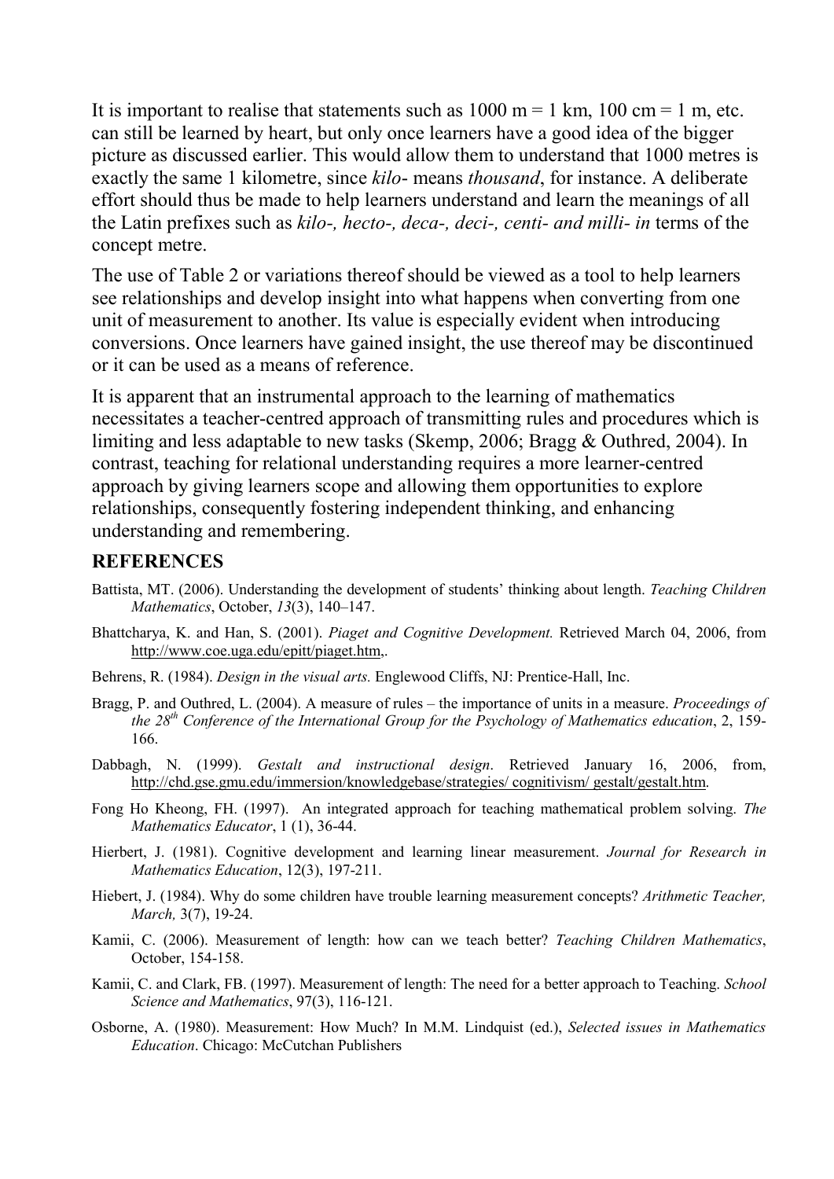It is important to realise that statements such as 1000 m = 1 km, 100 cm = 1 m, etc. can still be learned by heart, but only once learners have a good idea of the bigger picture as discussed earlier. This would allow them to understand that 1000 metres is exactly the same 1 kilometre, since *kilo-* means *thousand*, for instance. A deliberate effort should thus be made to help learners understand and learn the meanings of all the Latin prefixes such as *kilo-, hecto-, deca-, deci-, centi- and milli- in* terms of the concept metre.

The use of Table 2 or variations thereof should be viewed as a tool to help learners see relationships and develop insight into what happens when converting from one unit of measurement to another. Its value is especially evident when introducing conversions. Once learners have gained insight, the use thereof may be discontinued or it can be used as a means of reference.

It is apparent that an instrumental approach to the learning of mathematics necessitates a teacher-centred approach of transmitting rules and procedures which is limiting and less adaptable to new tasks (Skemp, 2006; Bragg & Outhred, 2004). In contrast, teaching for relational understanding requires a more learner-centred approach by giving learners scope and allowing them opportunities to explore relationships, consequently fostering independent thinking, and enhancing understanding and remembering.

## REFERENCES

Battista, MT. (2006). Understanding the development of students' thinking about length. *Teaching Children Mathematics*, October, *13*(3), 140–147.

Bhattcharya, K. and Han, S. (2001). *Piaget and Cognitive Development.* Retrieved March 04, 2006, from http://www.coe.uga.edu/epitt/piaget.htm,.

Behrens, R. (1984). *Design in the visual arts.* Englewood Cliffs, NJ: Prentice-Hall, Inc.

Bragg, P. and Outhred, L. (2004). A measure of rules – the importance of units in a measure. *Proceedings of the 28th Conference of the International Group for the Psychology of Mathematics education*, 2, 159-166.

Dabbagh, N. (1999). *Gestalt and instructional design*. Retrieved January 16, 2006, from, http://chd.gse.gmu.edu/immersion/knowledgebase/strategies/ cognitivism/ gestalt/gestalt.htm.

Fong Ho Kheong, FH. (1997). An integrated approach for teaching mathematical problem solving. *The Mathematics Educator*, 1 (1), 36-44.

Hierbert, J. (1981). Cognitive development and learning linear measurement. *Journal for Research in Mathematics Education*, 12(3), 197-211.

Hiebert, J. (1984). Why do some children have trouble learning measurement concepts? *Arithmetic Teacher, March,* 3(7), 19-24.

Kamii, C. (2006). Measurement of length: how can we teach better? *Teaching Children Mathematics*, October, 154-158.

Kamii, C. and Clark, FB. (1997). Measurement of length: The need for a better approach to Teaching. *School Science and Mathematics*, 97(3), 116-121.

Osborne, A. (1980). Measurement: How Much? In M.M. Lindquist (ed.), *Selected issues in Mathematics Education*. Chicago: McCutchan Publishers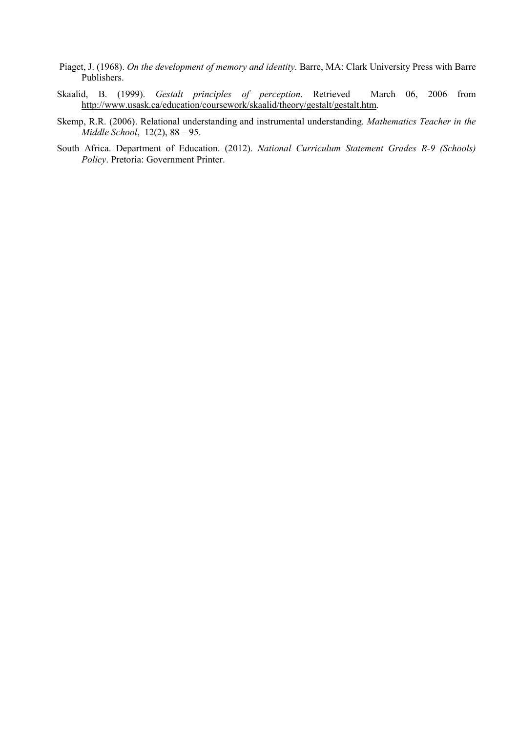Piaget, J. (1968). *On the development of memory and identity*. Barre, MA: Clark University Press with Barre Publishers.

Skaalid, B. (1999). *Gestalt principles of perception*. Retrieved March 06, 2006 from http://www.usask.ca/education/coursework/skaalid/theory/gestalt/gestalt.htm.

Skemp, R.R. (2006). Relational understanding and instrumental understanding. *Mathematics Teacher in the Middle School*, 12(2), 88 – 95.

South Africa. Department of Education. (2012). *National Curriculum Statement Grades R-9 (Schools) Policy*. Pretoria: Government Printer.